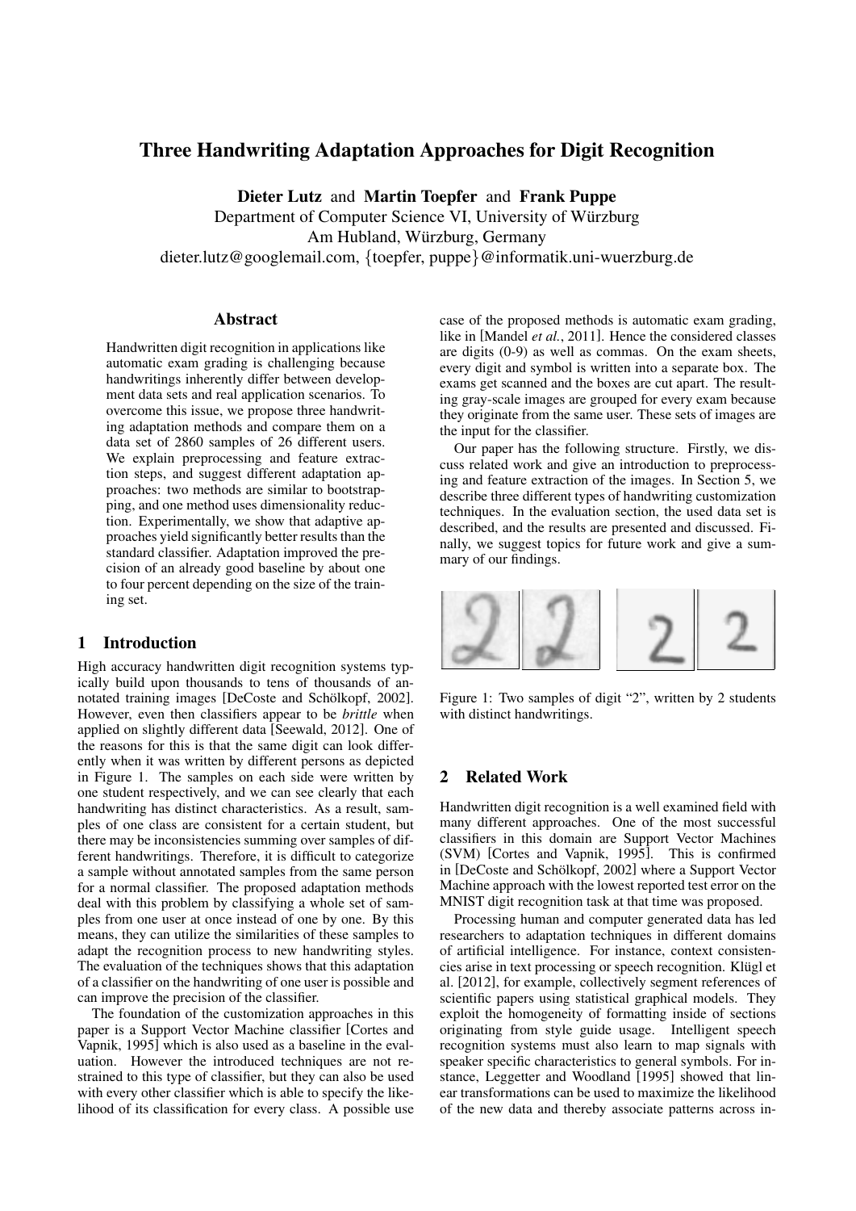# Three Handwriting Adaptation Approaches for Digit Recognition

**Dieter Lutz** and **Martin Toepfer** and **Frank Puppe**
Department of Computer Science VI, University of Würzburg
Am Hubland, Würzburg, Germany
dieter.lutz@googlemail.com, {toepfer, puppe}@informatik.uni-wuerzburg.de

## Abstract

Handwritten digit recognition in applications like automatic exam grading is challenging because handwritings inherently differ between development data sets and real application scenarios. To overcome this issue, we propose three handwriting adaptation methods and compare them on a data set of 2860 samples of 26 different users. We explain preprocessing and feature extraction steps, and suggest different adaptation approaches: two methods are similar to bootstrapping, and one method uses dimensionality reduction. Experimentally, we show that adaptive approaches yield significantly better results than the standard classifier. Adaptation improved the precision of an already good baseline by about one to four percent depending on the size of the training set.

## 1 Introduction

High accuracy handwritten digit recognition systems typically build upon thousands to tens of thousands of annotated training images [DeCoste and Schölkopf, 2002]. However, even then classifiers appear to be *brittle* when applied on slightly different data [Seewald, 2012]. One of the reasons for this is that the same digit can look differently when it was written by different persons as depicted in Figure 1. The samples on each side were written by one student respectively, and we can see clearly that each handwriting has distinct characteristics. As a result, samples of one class are consistent for a certain student, but there may be inconsistencies summing over samples of different handwritings. Therefore, it is difficult to categorize a sample without annotated samples from the same person for a normal classifier. The proposed adaptation methods deal with this problem by classifying a whole set of samples from one user at once instead of one by one. By this means, they can utilize the similarities of these samples to adapt the recognition process to new handwriting styles. The evaluation of the techniques shows that this adaptation of a classifier on the handwriting of one user is possible and can improve the precision of the classifier.

The foundation of the customization approaches in this paper is a Support Vector Machine classifier [Cortes and Vapnik, 1995] which is also used as a baseline in the evaluation. However the introduced techniques are not restrained to this type of classifier, but they can also be used with every other classifier which is able to specify the likelihood of its classification for every class. A possible use case of the proposed methods is automatic exam grading, like in [Mandel *et al.*, 2011]. Hence the considered classes are digits (0-9) as well as commas. On the exam sheets, every digit and symbol is written into a separate box. The exams get scanned and the boxes are cut apart. The resulting gray-scale images are grouped for every exam because they originate from the same user. These sets of images are the input for the classifier.

Our paper has the following structure. Firstly, we discuss related work and give an introduction to preprocessing and feature extraction of the images. In Section 5, we describe three different types of handwriting customization techniques. In the evaluation section, the used data set is described, and the results are presented and discussed. Finally, we suggest topics for future work and give a summary of our findings.

Figure 1: Two samples of digit "2", written by 2 students with distinct handwritings.

## 2 Related Work

Handwritten digit recognition is a well examined field with many different approaches. One of the most successful classifiers in this domain are Support Vector Machines (SVM) [Cortes and Vapnik, 1995]. This is confirmed in [DeCoste and Schölkopf, 2002] where a Support Vector Machine approach with the lowest reported test error on the MNIST digit recognition task at that time was proposed.

Processing human and computer generated data has led researchers to adaptation techniques in different domains of artificial intelligence. For instance, context consistencies arise in text processing or speech recognition. Klügl et al. [2012], for example, collectively segment references of scientific papers using statistical graphical models. They exploit the homogeneity of formatting inside of sections originating from style guide usage. Intelligent speech recognition systems must also learn to map signals with speaker specific characteristics to general symbols. For instance, Leggetter and Woodland [1995] showed that linear transformations can be used to maximize the likelihood of the new data and thereby associate patterns across in-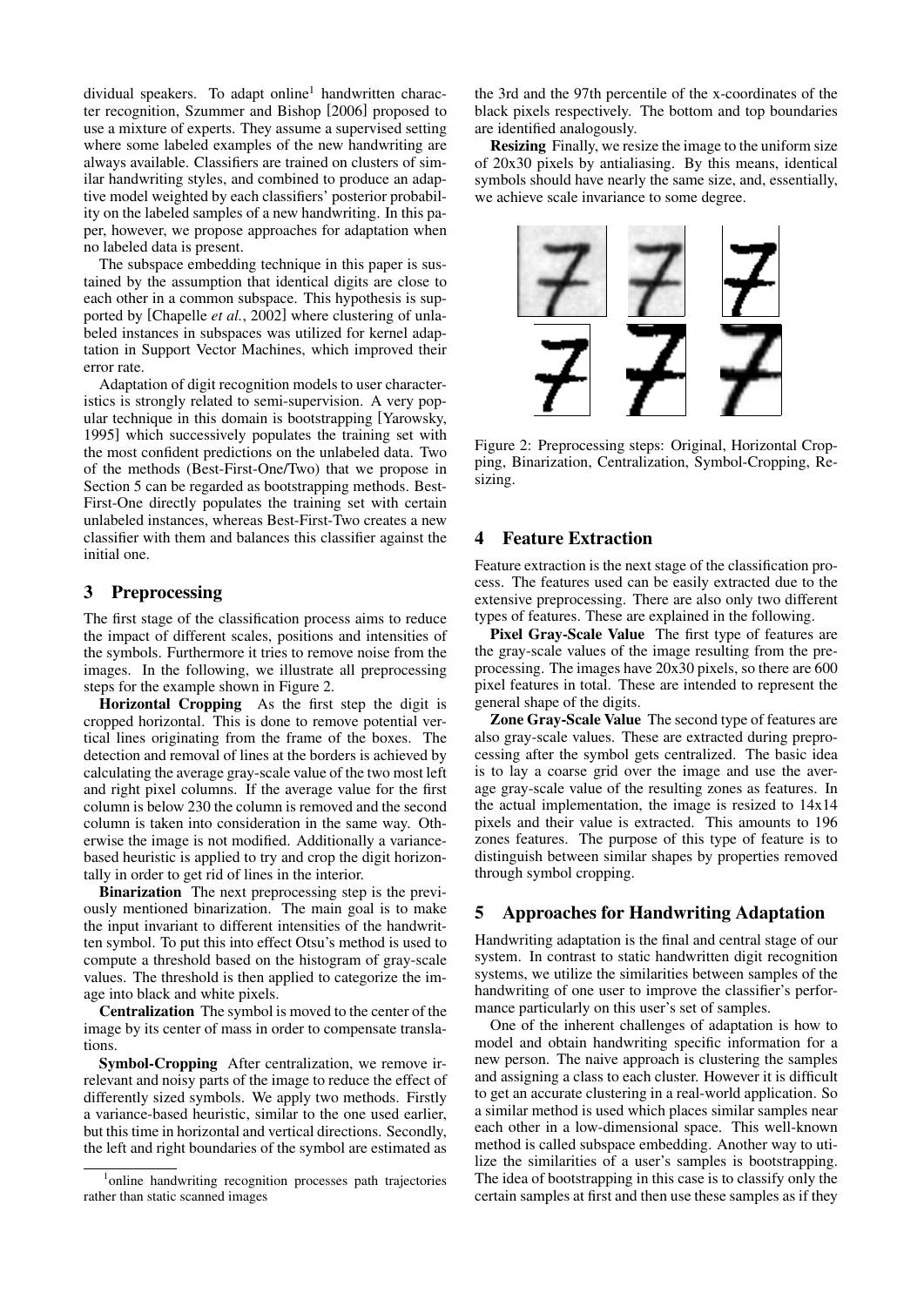dividual speakers. To adapt online[1] handwritten character recognition, Szummer and Bishop [2006] proposed to use a mixture of experts. They assume a supervised setting where some labeled examples of the new handwriting are always available. Classifiers are trained on clusters of similar handwriting styles, and combined to produce an adaptive model weighted by each classifiers' posterior probability on the labeled samples of a new handwriting. In this paper, however, we propose approaches for adaptation when no labeled data is present.

The subspace embedding technique in this paper is sustained by the assumption that identical digits are close to each other in a common subspace. This hypothesis is supported by [Chapelle *et al.*, 2002] where clustering of unlabeled instances in subspaces was utilized for kernel adaptation in Support Vector Machines, which improved their error rate.

Adaptation of digit recognition models to user characteristics is strongly related to semi-supervision. A very popular technique in this domain is bootstrapping [Yarowsky, 1995] which successively populates the training set with the most confident predictions on the unlabeled data. Two of the methods (Best-First-One/Two) that we propose in Section 5 can be regarded as bootstrapping methods. Best-First-One directly populates the training set with certain unlabeled instances, whereas Best-First-Two creates a new classifier with them and balances this classifier against the initial one.

## 3 Preprocessing

The first stage of the classification process aims to reduce the impact of different scales, positions and intensities of the symbols. Furthermore it tries to remove noise from the images. In the following, we illustrate all preprocessing steps for the example shown in Figure 2.

**Horizontal Cropping** As the first step the digit is cropped horizontal. This is done to remove potential vertical lines originating from the frame of the boxes. The detection and removal of lines at the borders is achieved by calculating the average gray-scale value of the two most left and right pixel columns. If the average value for the first column is below 230 the column is removed and the second column is taken into consideration in the same way. Otherwise the image is not modified. Additionally a variance-based heuristic is applied to try and crop the digit horizontally in order to get rid of lines in the interior.

**Binarization** The next preprocessing step is the previously mentioned binarization. The main goal is to make the input invariant to different intensities of the handwritten symbol. To put this into effect Otsu's method is used to compute a threshold based on the histogram of gray-scale values. The threshold is then applied to categorize the image into black and white pixels.

**Centralization** The symbol is moved to the center of the image by its center of mass in order to compensate translations.

**Symbol-Cropping** After centralization, we remove irrelevant and noisy parts of the image to reduce the effect of differently sized symbols. We apply two methods. Firstly a variance-based heuristic, similar to the one used earlier, but this time in horizontal and vertical directions. Secondly, the left and right boundaries of the symbol are estimated as the 3rd and the 97th percentile of the x-coordinates of the black pixels respectively. The bottom and top boundaries are identified analogously.

**Resizing** Finally, we resize the image to the uniform size of 20x30 pixels by antialiasing. By this means, identical symbols should have nearly the same size, and, essentially, we achieve scale invariance to some degree.

Figure 2: Preprocessing steps: Original, Horizontal Cropping, Binarization, Centralization, Symbol-Cropping, Resizing.

## 4 Feature Extraction

Feature extraction is the next stage of the classification process. The features used can be easily extracted due to the extensive preprocessing. There are also only two different types of features. These are explained in the following.

**Pixel Gray-Scale Value** The first type of features are the gray-scale values of the image resulting from the preprocessing. The images have 20x30 pixels, so there are 600 pixel features in total. These are intended to represent the general shape of the digits.

**Zone Gray-Scale Value** The second type of features are also gray-scale values. These are extracted during preprocessing after the symbol gets centralized. The basic idea is to lay a coarse grid over the image and use the average gray-scale value of the resulting zones as features. In the actual implementation, the image is resized to 14x14 pixels and their value is extracted. This amounts to 196 zones features. The purpose of this type of feature is to distinguish between similar shapes by properties removed through symbol cropping.

## 5 Approaches for Handwriting Adaptation

Handwriting adaptation is the final and central stage of our system. In contrast to static handwritten digit recognition systems, we utilize the similarities between samples of the handwriting of one user to improve the classifier's performance particularly on this user's set of samples.

One of the inherent challenges of adaptation is how to model and obtain handwriting specific information for a new person. The naive approach is clustering the samples and assigning a class to each cluster. However it is difficult to get an accurate clustering in a real-world application. So a similar method is used which places similar samples near each other in a low-dimensional space. This well-known method is called subspace embedding. Another way to utilize the similarities of a user's samples is bootstrapping. The idea of bootstrapping in this case is to classify only the certain samples at first and then use these samples as if they

[1] online handwriting recognition processes path trajectories rather than static scanned images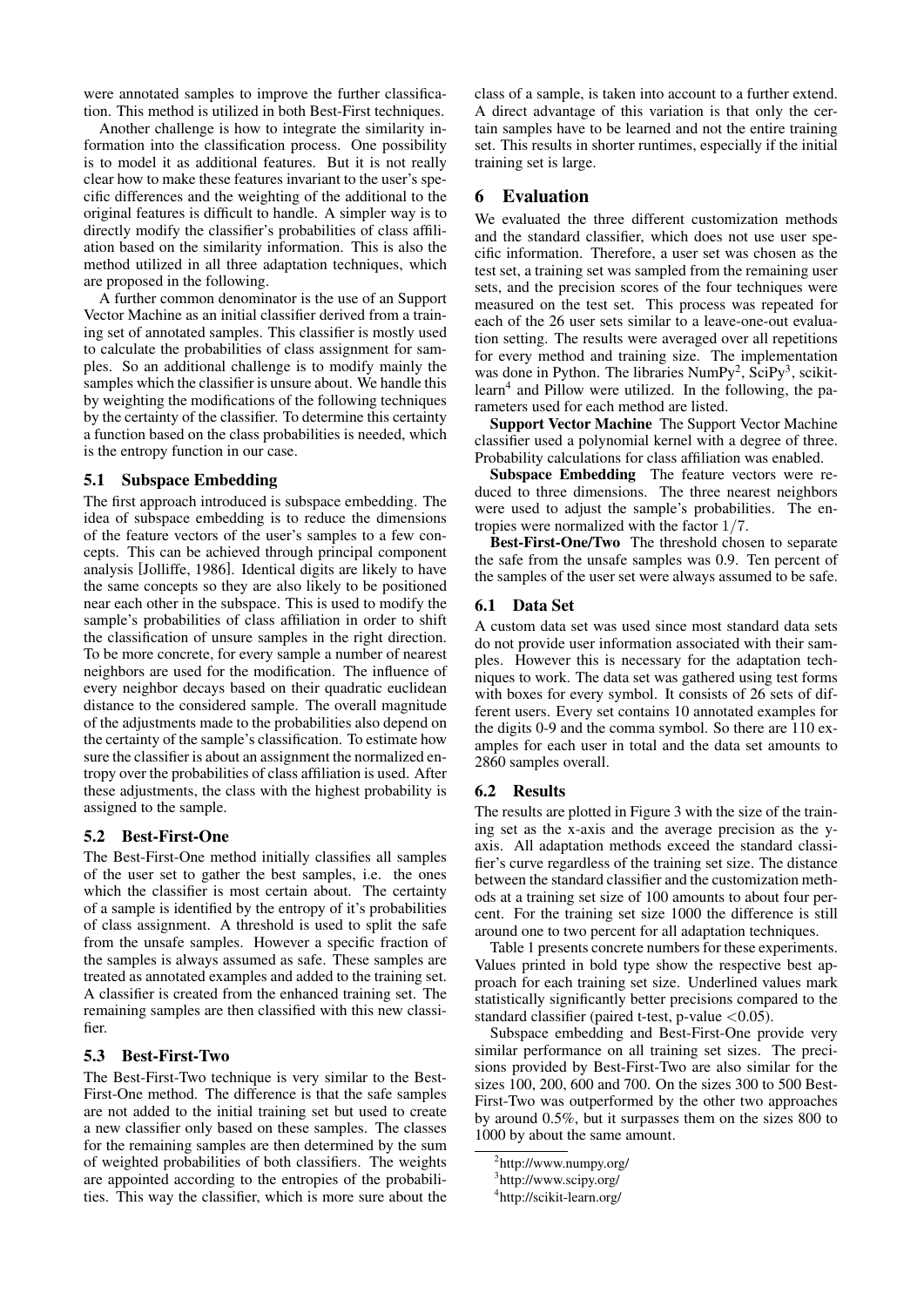were annotated samples to improve the further classification. This method is utilized in both Best-First techniques.

Another challenge is how to integrate the similarity information into the classification process. One possibility is to model it as additional features. But it is not really clear how to make these features invariant to the user's specific differences and the weighting of the additional to the original features is difficult to handle. A simpler way is to directly modify the classifier's probabilities of class affiliation based on the similarity information. This is also the method utilized in all three adaptation techniques, which are proposed in the following.

A further common denominator is the use of an Support Vector Machine as an initial classifier derived from a training set of annotated samples. This classifier is mostly used to calculate the probabilities of class assignment for samples. So an additional challenge is to modify mainly the samples which the classifier is unsure about. We handle this by weighting the modifications of the following techniques by the certainty of the classifier. To determine this certainty a function based on the class probabilities is needed, which is the entropy function in our case.

### 5.1 Subspace Embedding

The first approach introduced is subspace embedding. The idea of subspace embedding is to reduce the dimensions of the feature vectors of the user's samples to a few concepts. This can be achieved through principal component analysis [Jolliffe, 1986]. Identical digits are likely to have the same concepts so they are also likely to be positioned near each other in the subspace. This is used to modify the sample's probabilities of class affiliation in order to shift the classification of unsure samples in the right direction. To be more concrete, for every sample a number of nearest neighbors are used for the modification. The influence of every neighbor decays based on their quadratic euclidean distance to the considered sample. The overall magnitude of the adjustments made to the probabilities also depend on the certainty of the sample's classification. To estimate how sure the classifier is about an assignment the normalized entropy over the probabilities of class affiliation is used. After these adjustments, the class with the highest probability is assigned to the sample.

### 5.2 Best-First-One

The Best-First-One method initially classifies all samples of the user set to gather the best samples, i.e. the ones which the classifier is most certain about. The certainty of a sample is identified by the entropy of it's probabilities of class assignment. A threshold is used to split the safe from the unsafe samples. However a specific fraction of the samples is always assumed as safe. These samples are treated as annotated examples and added to the training set. A classifier is created from the enhanced training set. The remaining samples are then classified with this new classifier.

### 5.3 Best-First-Two

The Best-First-Two technique is very similar to the Best-First-One method. The difference is that the safe samples are not added to the initial training set but used to create a new classifier only based on these samples. The classes for the remaining samples are then determined by the sum of weighted probabilities of both classifiers. The weights are appointed according to the entropies of the probabilities. This way the classifier, which is more sure about the class of a sample, is taken into account to a further extend. A direct advantage of this variation is that only the certain samples have to be learned and not the entire training set. This results in shorter runtimes, especially if the initial training set is large.

## 6 Evaluation

We evaluated the three different customization methods and the standard classifier, which does not use user specific information. Therefore, a user set was chosen as the test set, a training set was sampled from the remaining user sets, and the precision scores of the four techniques were measured on the test set. This process was repeated for each of the 26 user sets similar to a leave-one-out evaluation setting. The results were averaged over all repetitions for every method and training size. The implementation was done in Python. The libraries NumPy[2], SciPy[3], scikit-learn[4] and Pillow were utilized. In the following, the parameters used for each method are listed.

**Support Vector Machine** The Support Vector Machine classifier used a polynomial kernel with a degree of three. Probability calculations for class affiliation was enabled.

**Subspace Embedding** The feature vectors were reduced to three dimensions. The three nearest neighbors were used to adjust the sample's probabilities. The entropies were normalized with the factor $1/7$.

**Best-First-One/Two** The threshold chosen to separate the safe from the unsafe samples was 0.9. Ten percent of the samples of the user set were always assumed to be safe.

### 6.1 Data Set

A custom data set was used since most standard data sets do not provide user information associated with their samples. However this is necessary for the adaptation techniques to work. The data set was gathered using test forms with boxes for every symbol. It consists of 26 sets of different users. Every set contains 10 annotated examples for the digits 0-9 and the comma symbol. So there are 110 examples for each user in total and the data set amounts to 2860 samples overall.

### 6.2 Results

The results are plotted in Figure 3 with the size of the training set as the x-axis and the average precision as the y-axis. All adaptation methods exceed the standard classifier's curve regardless of the training set size. The distance between the standard classifier and the customization methods at a training set size of 100 amounts to about four percent. For the training set size 1000 the difference is still around one to two percent for all adaptation techniques.

Table 1 presents concrete numbers for these experiments. Values printed in bold type show the respective best approach for each training set size. Underlined values mark statistically significantly better precisions compared to the standard classifier (paired t-test, p-value $<0.05$).

Subspace embedding and Best-First-One provide very similar performance on all training set sizes. The precisions provided by Best-First-Two are also similar for the sizes 100, 200, 600 and 700. On the sizes 300 to 500 Best-First-Two was outperformed by the other two approaches by around 0.5%, but it surpasses them on the sizes 800 to 1000 by about the same amount.

[2] http://www.numpy.org/

[3] http://www.scipy.org/

[4] http://scikit-learn.org/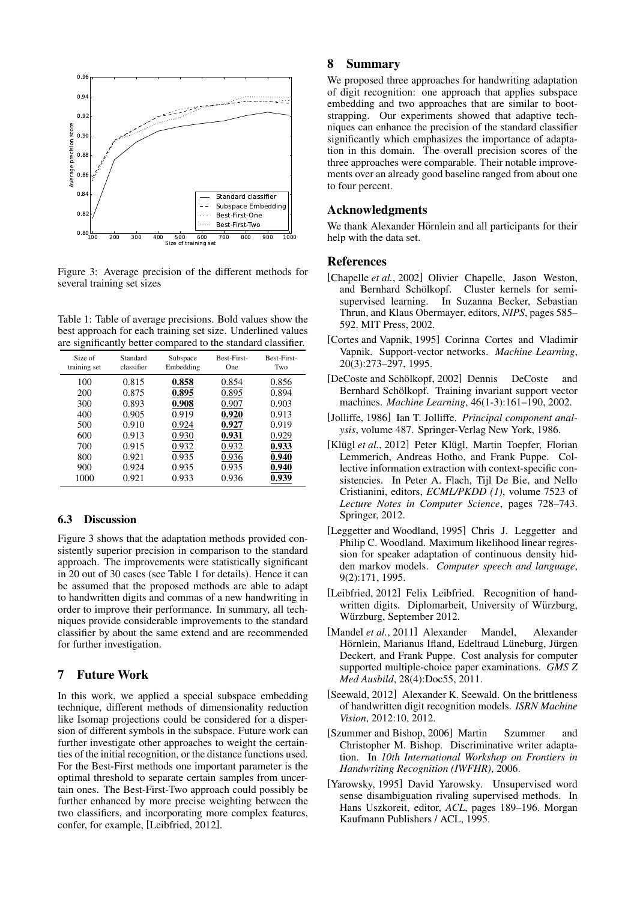0.96
0.94
0.92
0.90
0.88
0.86
0.84
0.82
0.80

Average precision score

100 200 300 400 500 600 700 800 900 1000

Size of training set

Standard classifier
Subspace Embedding
Best-First-One
Best-First-Two

Figure 3: Average precision of the different methods for several training set sizes

Table 1: Table of average precisions. Bold values show the best approach for each training set size. Underlined values are significantly better compared to the standard classifier.

| Size of training set | Standard classifier | Subspace Embedding | Best-First-One | Best-First-Two |
|---|---|---|---|---|
| 100 | 0.815 | **0.858** | 0.854 | 0.856 |
| 200 | 0.875 | **0.895** | 0.895 | 0.894 |
| 300 | 0.893 | **0.908** | 0.907 | 0.903 |
| 400 | 0.905 | 0.919 | **0.920** | 0.913 |
| 500 | 0.910 | 0.924 | **0.927** | 0.919 |
| 600 | 0.913 | 0.930 | **0.931** | 0.929 |
| 700 | 0.915 | 0.932 | 0.932 | **0.933** |
| 800 | 0.921 | 0.935 | 0.936 | **0.940** |
| 900 | 0.924 | 0.935 | 0.935 | **0.940** |
| 1000 | 0.921 | 0.933 | 0.936 | **0.939** |

### 6.3 Discussion

Figure 3 shows that the adaptation methods provided consistently superior precision in comparison to the standard approach. The improvements were statistically significant in 20 out of 30 cases (see Table 1 for details). Hence it can be assumed that the proposed methods are able to adapt to handwritten digits and commas of a new handwriting in order to improve their performance. In summary, all techniques provide considerable improvements to the standard classifier by about the same extend and are recommended for further investigation.

## 7 Future Work

In this work, we applied a special subspace embedding technique, different methods of dimensionality reduction like Isomap projections could be considered for a dispersion of different symbols in the subspace. Future work can further investigate other approaches to weight the certainties of the initial recognition, or the distance functions used. For the Best-First methods one important parameter is the optimal threshold to separate certain samples from uncertain ones. The Best-First-Two approach could possibly be further enhanced by more precise weighting between the two classifiers, and incorporating more complex features, confer, for example, [Leibfried, 2012].

## 8 Summary

We proposed three approaches for handwriting adaptation of digit recognition: one approach that applies subspace embedding and two approaches that are similar to bootstrapping. Our experiments showed that adaptive techniques can enhance the precision of the standard classifier significantly which emphasizes the importance of adaptation in this domain. The overall precision scores of the three approaches were comparable. Their notable improvements over an already good baseline ranged from about one to four percent.

## Acknowledgments

We thank Alexander Hörnlein and all participants for their help with the data set.

## References

[Chapelle *et al.*, 2002] Olivier Chapelle, Jason Weston, and Bernhard Schölkopf. Cluster kernels for semi-supervised learning. In Suzanna Becker, Sebastian Thrun, and Klaus Obermayer, editors, *NIPS*, pages 585–592. MIT Press, 2002.

[Cortes and Vapnik, 1995] Corinna Cortes and Vladimir Vapnik. Support-vector networks. *Machine Learning*, 20(3):273–297, 1995.

[DeCoste and Schölkopf, 2002] Dennis DeCoste and Bernhard Schölkopf. Training invariant support vector machines. *Machine Learning*, 46(1-3):161–190, 2002.

[Jolliffe, 1986] Ian T. Jolliffe. *Principal component analysis*, volume 487. Springer-Verlag New York, 1986.

[Klügl *et al.*, 2012] Peter Klügl, Martin Toepfer, Florian Lemmerich, Andreas Hotho, and Frank Puppe. Collective information extraction with context-specific consistencies. In Peter A. Flach, Tijl De Bie, and Nello Cristianini, editors, *ECML/PKDD (1)*, volume 7523 of *Lecture Notes in Computer Science*, pages 728–743. Springer, 2012.

[Leggetter and Woodland, 1995] Chris J. Leggetter and Philip C. Woodland. Maximum likelihood linear regression for speaker adaptation of continuous density hidden markov models. *Computer speech and language*, 9(2):171, 1995.

[Leibfried, 2012] Felix Leibfried. Recognition of handwritten digits. Diplomarbeit, University of Würzburg, Würzburg, September 2012.

[Mandel *et al.*, 2011] Alexander Mandel, Alexander Hörnlein, Marianus Ifland, Edeltraud Lüneburg, Jürgen Deckert, and Frank Puppe. Cost analysis for computer supported multiple-choice paper examinations. *GMS Z Med Ausbild*, 28(4):Doc55, 2011.

[Seewald, 2012] Alexander K. Seewald. On the brittleness of handwritten digit recognition models. *ISRN Machine Vision*, 2012:10, 2012.

[Szummer and Bishop, 2006] Martin Szummer and Christopher M. Bishop. Discriminative writer adaptation. In *10th International Workshop on Frontiers in Handwriting Recognition (IWFHR)*, 2006.

[Yarowsky, 1995] David Yarowsky. Unsupervised word sense disambiguation rivaling supervised methods. In Hans Uszkoreit, editor, *ACL*, pages 189–196. Morgan Kaufmann Publishers / ACL, 1995.